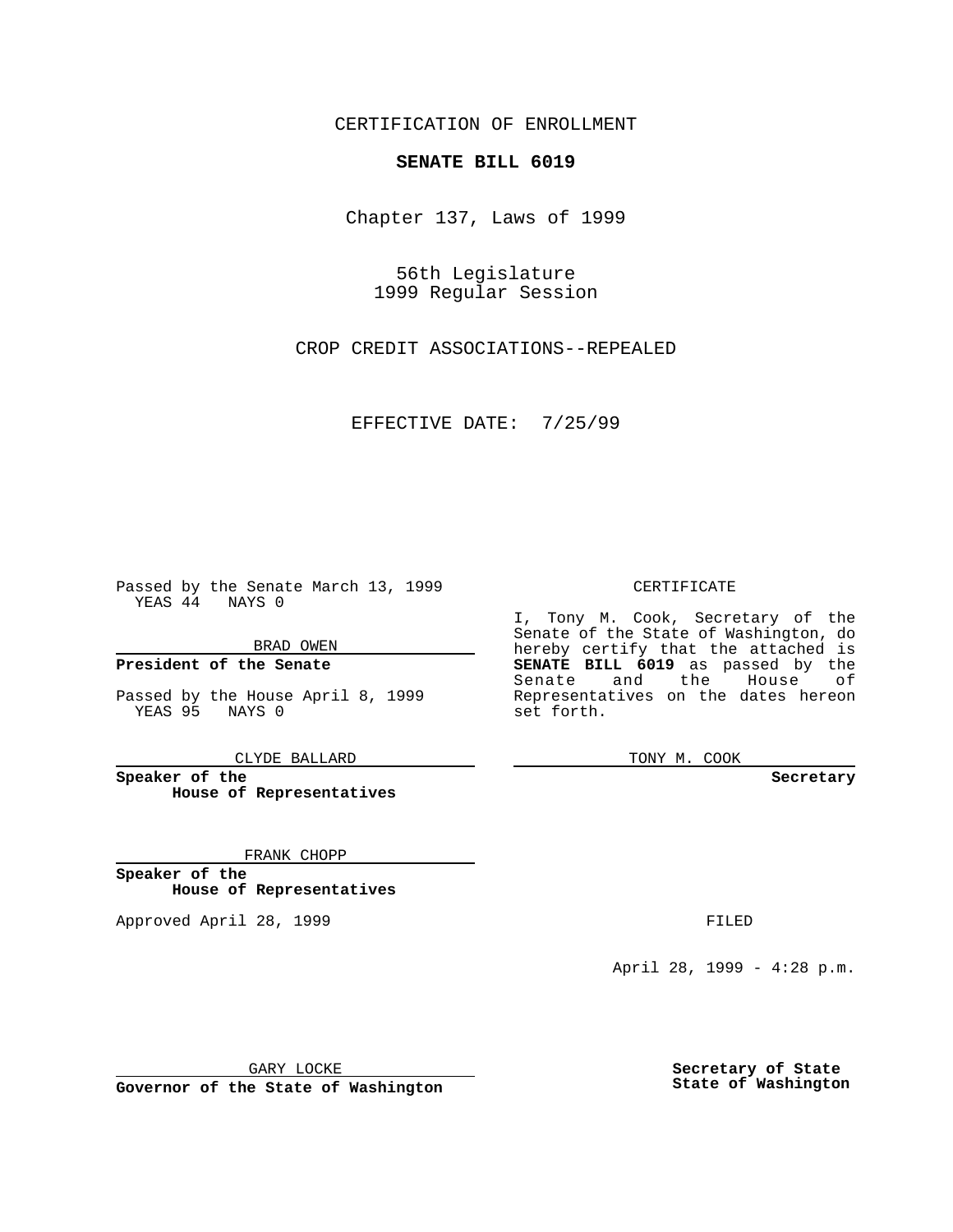CERTIFICATION OF ENROLLMENT

**SENATE BILL 6019**

Chapter 137, Laws of 1999

56th Legislature
1999 Regular Session

CROP CREDIT ASSOCIATIONS--REPEALED

EFFECTIVE DATE: 7/25/99

Passed by the Senate March 13, 1999
YEAS 44 NAYS 0

BRAD OWEN

**President of the Senate**

Passed by the House April 8, 1999
YEAS 95 NAYS 0

CLYDE BALLARD

**Speaker of the House of Representatives**

FRANK CHOPP

**Speaker of the House of Representatives**

Approved April 28, 1999

GARY LOCKE

**Governor of the State of Washington**

CERTIFICATE

I, Tony M. Cook, Secretary of the Senate of the State of Washington, do hereby certify that the attached is **SENATE BILL 6019** as passed by the Senate and the House of Representatives on the dates hereon set forth.

TONY M. COOK

**Secretary**

FILED

April 28, 1999 - 4:28 p.m.

**Secretary of State State of Washington**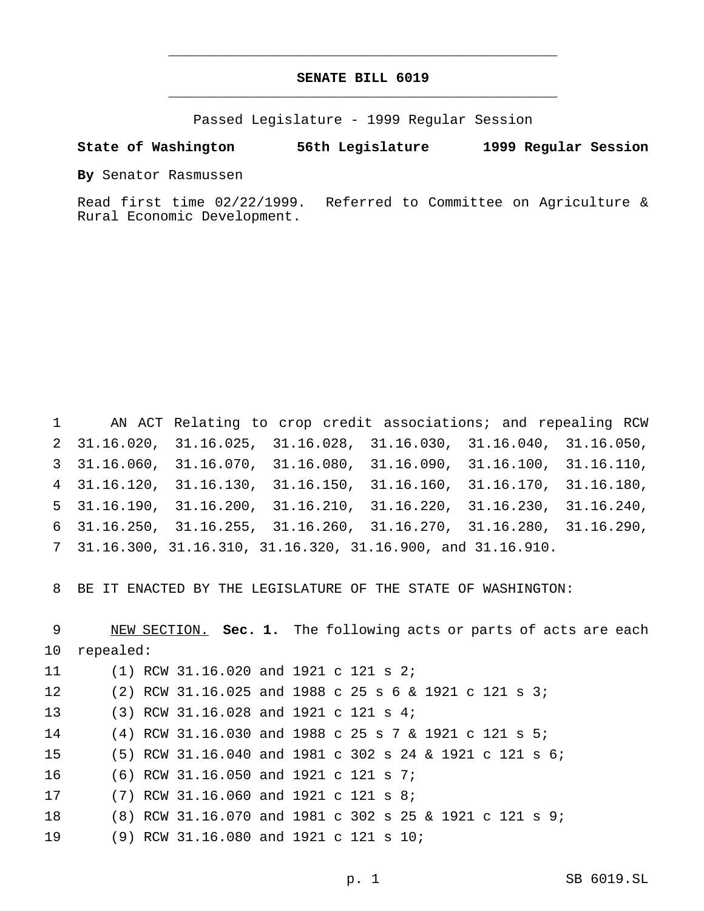# SENATE BILL 6019

Passed Legislature - 1999 Regular Session

**State of Washington** **56th Legislature** **1999 Regular Session**

**By** Senator Rasmussen

Read first time 02/22/1999. Referred to Committee on Agriculture & Rural Economic Development.

AN ACT Relating to crop credit associations; and repealing RCW 31.16.020, 31.16.025, 31.16.028, 31.16.030, 31.16.040, 31.16.050, 31.16.060, 31.16.070, 31.16.080, 31.16.090, 31.16.100, 31.16.110, 31.16.120, 31.16.130, 31.16.150, 31.16.160, 31.16.170, 31.16.180, 31.16.190, 31.16.200, 31.16.210, 31.16.220, 31.16.230, 31.16.240, 31.16.250, 31.16.255, 31.16.260, 31.16.270, 31.16.280, 31.16.290, 31.16.300, 31.16.310, 31.16.320, 31.16.900, and 31.16.910.

BE IT ENACTED BY THE LEGISLATURE OF THE STATE OF WASHINGTON:

NEW SECTION. **Sec. 1.** The following acts or parts of acts are each repealed:

(1) RCW 31.16.020 and 1921 c 121 s 2;

(2) RCW 31.16.025 and 1988 c 25 s 6 & 1921 c 121 s 3;

(3) RCW 31.16.028 and 1921 c 121 s 4;

(4) RCW 31.16.030 and 1988 c 25 s 7 & 1921 c 121 s 5;

(5) RCW 31.16.040 and 1981 c 302 s 24 & 1921 c 121 s 6;

(6) RCW 31.16.050 and 1921 c 121 s 7;

(7) RCW 31.16.060 and 1921 c 121 s 8;

(8) RCW 31.16.070 and 1981 c 302 s 25 & 1921 c 121 s 9;

(9) RCW 31.16.080 and 1921 c 121 s 10;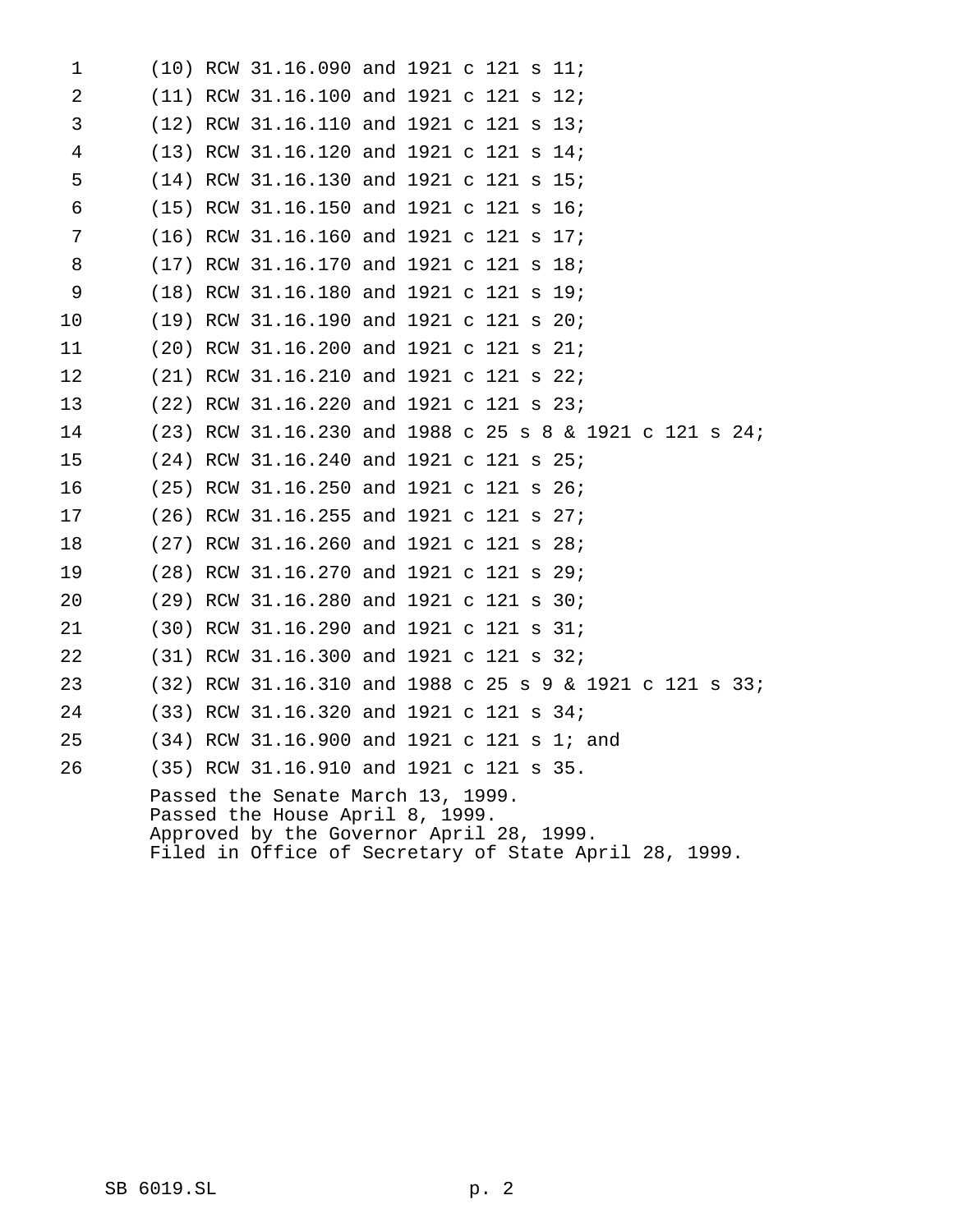(10) RCW 31.16.090 and 1921 c 121 s 11;

(11) RCW 31.16.100 and 1921 c 121 s 12;

(12) RCW 31.16.110 and 1921 c 121 s 13;

(13) RCW 31.16.120 and 1921 c 121 s 14;

(14) RCW 31.16.130 and 1921 c 121 s 15;

(15) RCW 31.16.150 and 1921 c 121 s 16;

(16) RCW 31.16.160 and 1921 c 121 s 17;

(17) RCW 31.16.170 and 1921 c 121 s 18;

(18) RCW 31.16.180 and 1921 c 121 s 19;

(19) RCW 31.16.190 and 1921 c 121 s 20;

(20) RCW 31.16.200 and 1921 c 121 s 21;

(21) RCW 31.16.210 and 1921 c 121 s 22;

(22) RCW 31.16.220 and 1921 c 121 s 23;

(23) RCW 31.16.230 and 1988 c 25 s 8 & 1921 c 121 s 24;

(24) RCW 31.16.240 and 1921 c 121 s 25;

(25) RCW 31.16.250 and 1921 c 121 s 26;

(26) RCW 31.16.255 and 1921 c 121 s 27;

(27) RCW 31.16.260 and 1921 c 121 s 28;

(28) RCW 31.16.270 and 1921 c 121 s 29;

(29) RCW 31.16.280 and 1921 c 121 s 30;

(30) RCW 31.16.290 and 1921 c 121 s 31;

(31) RCW 31.16.300 and 1921 c 121 s 32;

(32) RCW 31.16.310 and 1988 c 25 s 9 & 1921 c 121 s 33;

(33) RCW 31.16.320 and 1921 c 121 s 34;

(34) RCW 31.16.900 and 1921 c 121 s 1; and

(35) RCW 31.16.910 and 1921 c 121 s 35.

Passed the Senate March 13, 1999.
Passed the House April 8, 1999.
Approved by the Governor April 28, 1999.
Filed in Office of Secretary of State April 28, 1999.